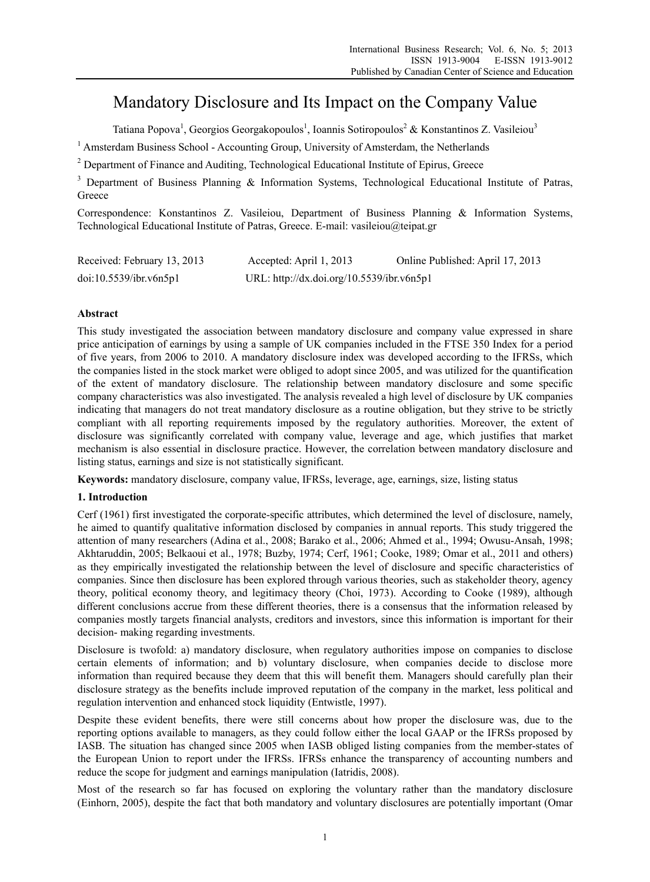# Mandatory Disclosure and Its Impact on the Company Value

Tatiana Popova[1], Georgios Georgakopoulos[1], Ioannis Sotiropoulos[2] & Konstantinos Z. Vasileiou[3]

[1] Amsterdam Business School - Accounting Group, University of Amsterdam, the Netherlands

[2] Department of Finance and Auditing, Technological Educational Institute of Epirus, Greece

[3] Department of Business Planning & Information Systems, Technological Educational Institute of Patras, Greece

Correspondence: Konstantinos Z. Vasileiou, Department of Business Planning & Information Systems, Technological Educational Institute of Patras, Greece. E-mail: vasileiou@teipat.gr

Received: February 13, 2013 Accepted: April 1, 2013 Online Published: April 17, 2013

doi:10.5539/ibr.v6n5p1 URL: http://dx.doi.org/10.5539/ibr.v6n5p1

**Abstract**

This study investigated the association between mandatory disclosure and company value expressed in share price anticipation of earnings by using a sample of UK companies included in the FTSE 350 Index for a period of five years, from 2006 to 2010. A mandatory disclosure index was developed according to the IFRSs, which the companies listed in the stock market were obliged to adopt since 2005, and was utilized for the quantification of the extent of mandatory disclosure. The relationship between mandatory disclosure and some specific company characteristics was also investigated. The analysis revealed a high level of disclosure by UK companies indicating that managers do not treat mandatory disclosure as a routine obligation, but they strive to be strictly compliant with all reporting requirements imposed by the regulatory authorities. Moreover, the extent of disclosure was significantly correlated with company value, leverage and age, which justifies that market mechanism is also essential in disclosure practice. However, the correlation between mandatory disclosure and listing status, earnings and size is not statistically significant.

**Keywords:** mandatory disclosure, company value, IFRSs, leverage, age, earnings, size, listing status

## 1. Introduction

Cerf (1961) first investigated the corporate-specific attributes, which determined the level of disclosure, namely, he aimed to quantify qualitative information disclosed by companies in annual reports. This study triggered the attention of many researchers (Adina et al., 2008; Barako et al., 2006; Ahmed et al., 1994; Owusu-Ansah, 1998; Akhtaruddin, 2005; Belkaoui et al., 1978; Buzby, 1974; Cerf, 1961; Cooke, 1989; Omar et al., 2011 and others) as they empirically investigated the relationship between the level of disclosure and specific characteristics of companies. Since then disclosure has been explored through various theories, such as stakeholder theory, agency theory, political economy theory, and legitimacy theory (Choi, 1973). According to Cooke (1989), although different conclusions accrue from these different theories, there is a consensus that the information released by companies mostly targets financial analysts, creditors and investors, since this information is important for their decision- making regarding investments.

Disclosure is twofold: a) mandatory disclosure, when regulatory authorities impose on companies to disclose certain elements of information; and b) voluntary disclosure, when companies decide to disclose more information than required because they deem that this will benefit them. Managers should carefully plan their disclosure strategy as the benefits include improved reputation of the company in the market, less political and regulation intervention and enhanced stock liquidity (Entwistle, 1997).

Despite these evident benefits, there were still concerns about how proper the disclosure was, due to the reporting options available to managers, as they could follow either the local GAAP or the IFRSs proposed by IASB. The situation has changed since 2005 when IASB obliged listing companies from the member-states of the European Union to report under the IFRSs. IFRSs enhance the transparency of accounting numbers and reduce the scope for judgment and earnings manipulation (Iatridis, 2008).

Most of the research so far has focused on exploring the voluntary rather than the mandatory disclosure (Einhorn, 2005), despite the fact that both mandatory and voluntary disclosures are potentially important (Omar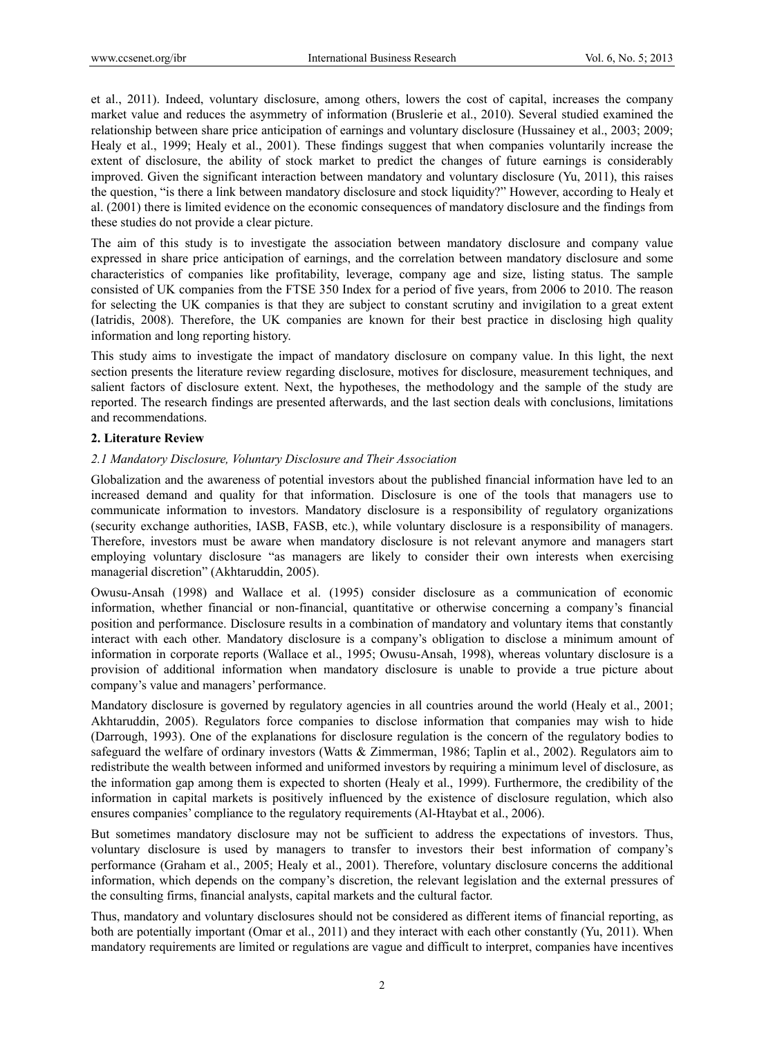et al., 2011). Indeed, voluntary disclosure, among others, lowers the cost of capital, increases the company market value and reduces the asymmetry of information (Bruslerie et al., 2010). Several studied examined the relationship between share price anticipation of earnings and voluntary disclosure (Hussainey et al., 2003; 2009; Healy et al., 1999; Healy et al., 2001). These findings suggest that when companies voluntarily increase the extent of disclosure, the ability of stock market to predict the changes of future earnings is considerably improved. Given the significant interaction between mandatory and voluntary disclosure (Yu, 2011), this raises the question, "is there a link between mandatory disclosure and stock liquidity?" However, according to Healy et al. (2001) there is limited evidence on the economic consequences of mandatory disclosure and the findings from these studies do not provide a clear picture.

The aim of this study is to investigate the association between mandatory disclosure and company value expressed in share price anticipation of earnings, and the correlation between mandatory disclosure and some characteristics of companies like profitability, leverage, company age and size, listing status. The sample consisted of UK companies from the FTSE 350 Index for a period of five years, from 2006 to 2010. The reason for selecting the UK companies is that they are subject to constant scrutiny and invigilation to a great extent (Iatridis, 2008). Therefore, the UK companies are known for their best practice in disclosing high quality information and long reporting history.

This study aims to investigate the impact of mandatory disclosure on company value. In this light, the next section presents the literature review regarding disclosure, motives for disclosure, measurement techniques, and salient factors of disclosure extent. Next, the hypotheses, the methodology and the sample of the study are reported. The research findings are presented afterwards, and the last section deals with conclusions, limitations and recommendations.

## 2. Literature Review

### *2.1 Mandatory Disclosure, Voluntary Disclosure and Their Association*

Globalization and the awareness of potential investors about the published financial information have led to an increased demand and quality for that information. Disclosure is one of the tools that managers use to communicate information to investors. Mandatory disclosure is a responsibility of regulatory organizations (security exchange authorities, IASB, FASB, etc.), while voluntary disclosure is a responsibility of managers. Therefore, investors must be aware when mandatory disclosure is not relevant anymore and managers start employing voluntary disclosure "as managers are likely to consider their own interests when exercising managerial discretion" (Akhtaruddin, 2005).

Owusu-Ansah (1998) and Wallace et al. (1995) consider disclosure as a communication of economic information, whether financial or non-financial, quantitative or otherwise concerning a company's financial position and performance. Disclosure results in a combination of mandatory and voluntary items that constantly interact with each other. Mandatory disclosure is a company's obligation to disclose a minimum amount of information in corporate reports (Wallace et al., 1995; Owusu-Ansah, 1998), whereas voluntary disclosure is a provision of additional information when mandatory disclosure is unable to provide a true picture about company's value and managers' performance.

Mandatory disclosure is governed by regulatory agencies in all countries around the world (Healy et al., 2001; Akhtaruddin, 2005). Regulators force companies to disclose information that companies may wish to hide (Darrough, 1993). One of the explanations for disclosure regulation is the concern of the regulatory bodies to safeguard the welfare of ordinary investors (Watts & Zimmerman, 1986; Taplin et al., 2002). Regulators aim to redistribute the wealth between informed and uniformed investors by requiring a minimum level of disclosure, as the information gap among them is expected to shorten (Healy et al., 1999). Furthermore, the credibility of the information in capital markets is positively influenced by the existence of disclosure regulation, which also ensures companies' compliance to the regulatory requirements (Al-Htaybat et al., 2006).

But sometimes mandatory disclosure may not be sufficient to address the expectations of investors. Thus, voluntary disclosure is used by managers to transfer to investors their best information of company's performance (Graham et al., 2005; Healy et al., 2001). Therefore, voluntary disclosure concerns the additional information, which depends on the company's discretion, the relevant legislation and the external pressures of the consulting firms, financial analysts, capital markets and the cultural factor.

Thus, mandatory and voluntary disclosures should not be considered as different items of financial reporting, as both are potentially important (Omar et al., 2011) and they interact with each other constantly (Yu, 2011). When mandatory requirements are limited or regulations are vague and difficult to interpret, companies have incentives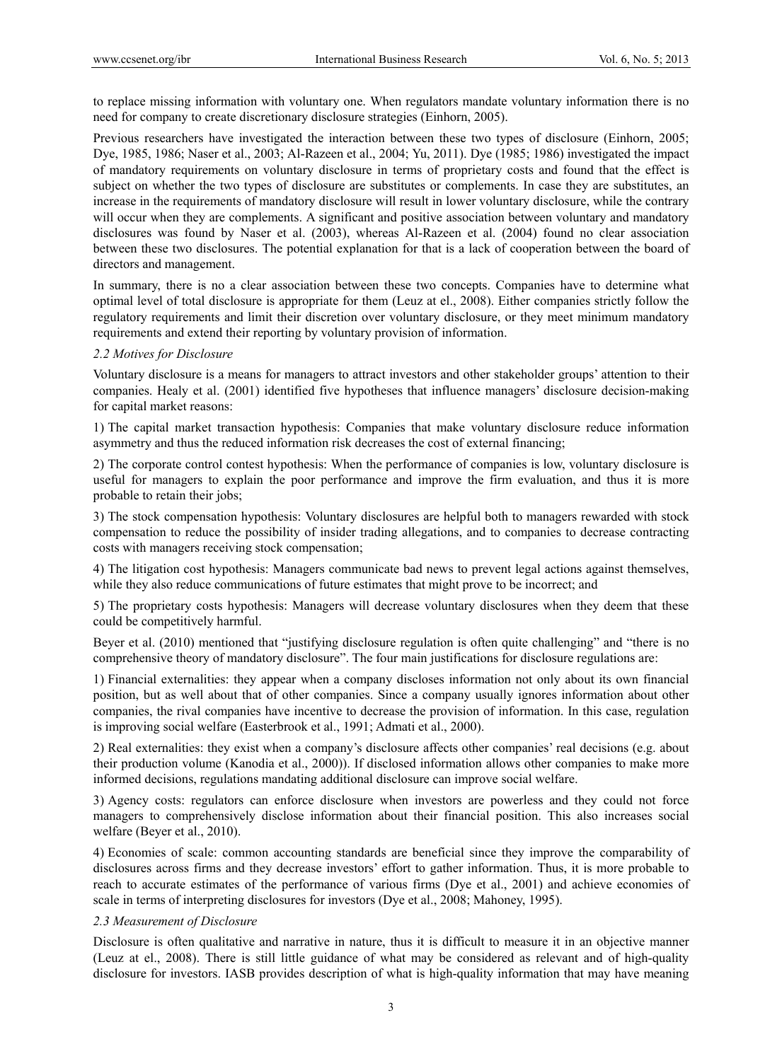to replace missing information with voluntary one. When regulators mandate voluntary information there is no need for company to create discretionary disclosure strategies (Einhorn, 2005).

Previous researchers have investigated the interaction between these two types of disclosure (Einhorn, 2005; Dye, 1985, 1986; Naser et al., 2003; Al-Razeen et al., 2004; Yu, 2011). Dye (1985; 1986) investigated the impact of mandatory requirements on voluntary disclosure in terms of proprietary costs and found that the effect is subject on whether the two types of disclosure are substitutes or complements. In case they are substitutes, an increase in the requirements of mandatory disclosure will result in lower voluntary disclosure, while the contrary will occur when they are complements. A significant and positive association between voluntary and mandatory disclosures was found by Naser et al. (2003), whereas Al-Razeen et al. (2004) found no clear association between these two disclosures. The potential explanation for that is a lack of cooperation between the board of directors and management.

In summary, there is no a clear association between these two concepts. Companies have to determine what optimal level of total disclosure is appropriate for them (Leuz at el., 2008). Either companies strictly follow the regulatory requirements and limit their discretion over voluntary disclosure, or they meet minimum mandatory requirements and extend their reporting by voluntary provision of information.

### *2.2 Motives for Disclosure*

Voluntary disclosure is a means for managers to attract investors and other stakeholder groups' attention to their companies. Healy et al. (2001) identified five hypotheses that influence managers' disclosure decision-making for capital market reasons:

1) The capital market transaction hypothesis: Companies that make voluntary disclosure reduce information asymmetry and thus the reduced information risk decreases the cost of external financing;

2) The corporate control contest hypothesis: When the performance of companies is low, voluntary disclosure is useful for managers to explain the poor performance and improve the firm evaluation, and thus it is more probable to retain their jobs;

3) The stock compensation hypothesis: Voluntary disclosures are helpful both to managers rewarded with stock compensation to reduce the possibility of insider trading allegations, and to companies to decrease contracting costs with managers receiving stock compensation;

4) The litigation cost hypothesis: Managers communicate bad news to prevent legal actions against themselves, while they also reduce communications of future estimates that might prove to be incorrect; and

5) The proprietary costs hypothesis: Managers will decrease voluntary disclosures when they deem that these could be competitively harmful.

Beyer et al. (2010) mentioned that "justifying disclosure regulation is often quite challenging" and "there is no comprehensive theory of mandatory disclosure". The four main justifications for disclosure regulations are:

1) Financial externalities: they appear when a company discloses information not only about its own financial position, but as well about that of other companies. Since a company usually ignores information about other companies, the rival companies have incentive to decrease the provision of information. In this case, regulation is improving social welfare (Easterbrook et al., 1991; Admati et al., 2000).

2) Real externalities: they exist when a company's disclosure affects other companies' real decisions (e.g. about their production volume (Kanodia et al., 2000)). If disclosed information allows other companies to make more informed decisions, regulations mandating additional disclosure can improve social welfare.

3) Agency costs: regulators can enforce disclosure when investors are powerless and they could not force managers to comprehensively disclose information about their financial position. This also increases social welfare (Beyer et al., 2010).

4) Economies of scale: common accounting standards are beneficial since they improve the comparability of disclosures across firms and they decrease investors' effort to gather information. Thus, it is more probable to reach to accurate estimates of the performance of various firms (Dye et al., 2001) and achieve economies of scale in terms of interpreting disclosures for investors (Dye et al., 2008; Mahoney, 1995).

### *2.3 Measurement of Disclosure*

Disclosure is often qualitative and narrative in nature, thus it is difficult to measure it in an objective manner (Leuz at el., 2008). There is still little guidance of what may be considered as relevant and of high-quality disclosure for investors. IASB provides description of what is high-quality information that may have meaning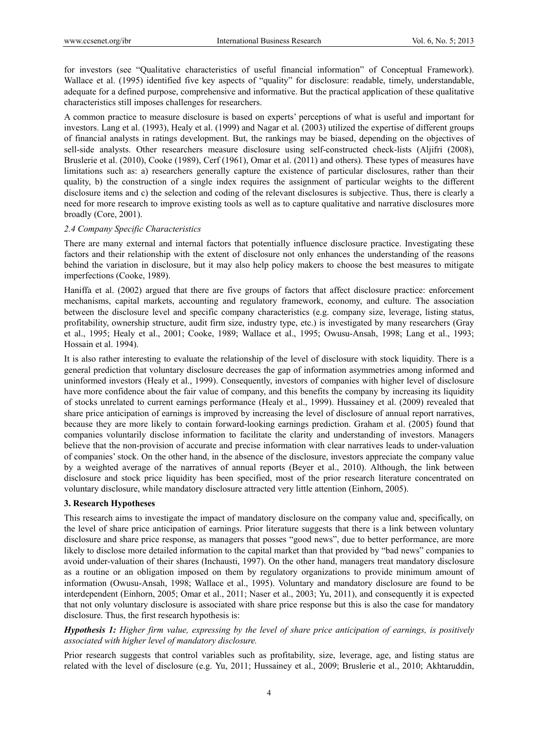for investors (see "Qualitative characteristics of useful financial information" of Conceptual Framework). Wallace et al. (1995) identified five key aspects of "quality" for disclosure: readable, timely, understandable, adequate for a defined purpose, comprehensive and informative. But the practical application of these qualitative characteristics still imposes challenges for researchers.

A common practice to measure disclosure is based on experts' perceptions of what is useful and important for investors. Lang et al. (1993), Healy et al. (1999) and Nagar et al. (2003) utilized the expertise of different groups of financial analysts in ratings development. But, the rankings may be biased, depending on the objectives of sell-side analysts. Other researchers measure disclosure using self-constructed check-lists (Aljifri (2008), Bruslerie et al. (2010), Cooke (1989), Cerf (1961), Omar et al. (2011) and others). These types of measures have limitations such as: a) researchers generally capture the existence of particular disclosures, rather than their quality, b) the construction of a single index requires the assignment of particular weights to the different disclosure items and c) the selection and coding of the relevant disclosures is subjective. Thus, there is clearly a need for more research to improve existing tools as well as to capture qualitative and narrative disclosures more broadly (Core, 2001).

### *2.4 Company Specific Characteristics*

There are many external and internal factors that potentially influence disclosure practice. Investigating these factors and their relationship with the extent of disclosure not only enhances the understanding of the reasons behind the variation in disclosure, but it may also help policy makers to choose the best measures to mitigate imperfections (Cooke, 1989).

Haniffa et al. (2002) argued that there are five groups of factors that affect disclosure practice: enforcement mechanisms, capital markets, accounting and regulatory framework, economy, and culture. The association between the disclosure level and specific company characteristics (e.g. company size, leverage, listing status, profitability, ownership structure, audit firm size, industry type, etc.) is investigated by many researchers (Gray et al., 1995; Healy et al., 2001; Cooke, 1989; Wallace et al., 1995; Owusu-Ansah, 1998; Lang et al., 1993; Hossain et al. 1994).

It is also rather interesting to evaluate the relationship of the level of disclosure with stock liquidity. There is a general prediction that voluntary disclosure decreases the gap of information asymmetries among informed and uninformed investors (Healy et al., 1999). Consequently, investors of companies with higher level of disclosure have more confidence about the fair value of company, and this benefits the company by increasing its liquidity of stocks unrelated to current earnings performance (Healy et al., 1999). Hussainey et al. (2009) revealed that share price anticipation of earnings is improved by increasing the level of disclosure of annual report narratives, because they are more likely to contain forward-looking earnings prediction. Graham et al. (2005) found that companies voluntarily disclose information to facilitate the clarity and understanding of investors. Managers believe that the non-provision of accurate and precise information with clear narratives leads to under-valuation of companies' stock. On the other hand, in the absence of the disclosure, investors appreciate the company value by a weighted average of the narratives of annual reports (Beyer et al., 2010). Although, the link between disclosure and stock price liquidity has been specified, most of the prior research literature concentrated on voluntary disclosure, while mandatory disclosure attracted very little attention (Einhorn, 2005).

## 3. Research Hypotheses

This research aims to investigate the impact of mandatory disclosure on the company value and, specifically, on the level of share price anticipation of earnings. Prior literature suggests that there is a link between voluntary disclosure and share price response, as managers that posses "good news", due to better performance, are more likely to disclose more detailed information to the capital market than that provided by "bad news" companies to avoid under-valuation of their shares (Inchausti, 1997). On the other hand, managers treat mandatory disclosure as a routine or an obligation imposed on them by regulatory organizations to provide minimum amount of information (Owusu-Ansah, 1998; Wallace et al., 1995). Voluntary and mandatory disclosure are found to be interdependent (Einhorn, 2005; Omar et al., 2011; Naser et al., 2003; Yu, 2011), and consequently it is expected that not only voluntary disclosure is associated with share price response but this is also the case for mandatory disclosure. Thus, the first research hypothesis is:

***Hypothesis 1:*** *Higher firm value, expressing by the level of share price anticipation of earnings, is positively associated with higher level of mandatory disclosure.*

Prior research suggests that control variables such as profitability, size, leverage, age, and listing status are related with the level of disclosure (e.g. Yu, 2011; Hussainey et al., 2009; Bruslerie et al., 2010; Akhtaruddin,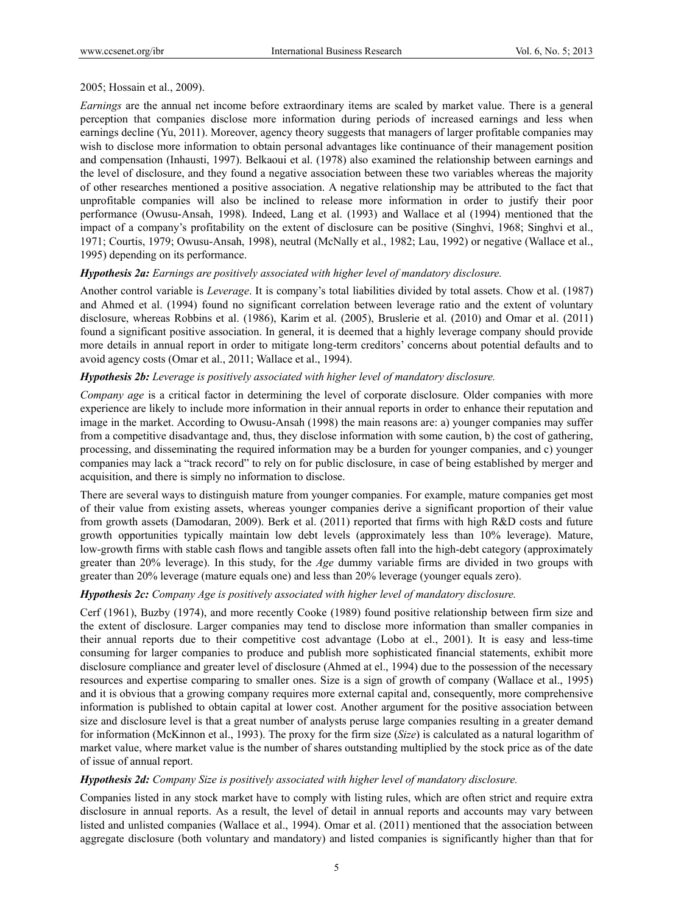2005; Hossain et al., 2009).

*Earnings* are the annual net income before extraordinary items are scaled by market value. There is a general perception that companies disclose more information during periods of increased earnings and less when earnings decline (Yu, 2011). Moreover, agency theory suggests that managers of larger profitable companies may wish to disclose more information to obtain personal advantages like continuance of their management position and compensation (Inhausti, 1997). Belkaoui et al. (1978) also examined the relationship between earnings and the level of disclosure, and they found a negative association between these two variables whereas the majority of other researches mentioned a positive association. A negative relationship may be attributed to the fact that unprofitable companies will also be inclined to release more information in order to justify their poor performance (Owusu-Ansah, 1998). Indeed, Lang et al. (1993) and Wallace et al (1994) mentioned that the impact of a company's profitability on the extent of disclosure can be positive (Singhvi, 1968; Singhvi et al., 1971; Courtis, 1979; Owusu-Ansah, 1998), neutral (McNally et al., 1982; Lau, 1992) or negative (Wallace et al., 1995) depending on its performance.

***Hypothesis 2a: Earnings are positively associated with higher level of mandatory disclosure.***

Another control variable is *Leverage*. It is company's total liabilities divided by total assets. Chow et al. (1987) and Ahmed et al. (1994) found no significant correlation between leverage ratio and the extent of voluntary disclosure, whereas Robbins et al. (1986), Karim et al. (2005), Bruslerie et al. (2010) and Omar et al. (2011) found a significant positive association. In general, it is deemed that a highly leverage company should provide more details in annual report in order to mitigate long-term creditors' concerns about potential defaults and to avoid agency costs (Omar et al., 2011; Wallace et al., 1994).

***Hypothesis 2b: Leverage is positively associated with higher level of mandatory disclosure.***

*Company age* is a critical factor in determining the level of corporate disclosure. Older companies with more experience are likely to include more information in their annual reports in order to enhance their reputation and image in the market. According to Owusu-Ansah (1998) the main reasons are: a) younger companies may suffer from a competitive disadvantage and, thus, they disclose information with some caution, b) the cost of gathering, processing, and disseminating the required information may be a burden for younger companies, and c) younger companies may lack a "track record" to rely on for public disclosure, in case of being established by merger and acquisition, and there is simply no information to disclose.

There are several ways to distinguish mature from younger companies. For example, mature companies get most of their value from existing assets, whereas younger companies derive a significant proportion of their value from growth assets (Damodaran, 2009). Berk et al. (2011) reported that firms with high R&D costs and future growth opportunities typically maintain low debt levels (approximately less than 10% leverage). Mature, low-growth firms with stable cash flows and tangible assets often fall into the high-debt category (approximately greater than 20% leverage). In this study, for the *Age* dummy variable firms are divided in two groups with greater than 20% leverage (mature equals one) and less than 20% leverage (younger equals zero).

***Hypothesis 2c: Company Age is positively associated with higher level of mandatory disclosure.***

Cerf (1961), Buzby (1974), and more recently Cooke (1989) found positive relationship between firm size and the extent of disclosure. Larger companies may tend to disclose more information than smaller companies in their annual reports due to their competitive cost advantage (Lobo at el., 2001). It is easy and less-time consuming for larger companies to produce and publish more sophisticated financial statements, exhibit more disclosure compliance and greater level of disclosure (Ahmed at el., 1994) due to the possession of the necessary resources and expertise comparing to smaller ones. Size is a sign of growth of company (Wallace et al., 1995) and it is obvious that a growing company requires more external capital and, consequently, more comprehensive information is published to obtain capital at lower cost. Another argument for the positive association between size and disclosure level is that a great number of analysts peruse large companies resulting in a greater demand for information (McKinnon et al., 1993). The proxy for the firm size (*Size*) is calculated as a natural logarithm of market value, where market value is the number of shares outstanding multiplied by the stock price as of the date of issue of annual report.

***Hypothesis 2d: Company Size is positively associated with higher level of mandatory disclosure.***

Companies listed in any stock market have to comply with listing rules, which are often strict and require extra disclosure in annual reports. As a result, the level of detail in annual reports and accounts may vary between listed and unlisted companies (Wallace et al., 1994). Omar et al. (2011) mentioned that the association between aggregate disclosure (both voluntary and mandatory) and listed companies is significantly higher than that for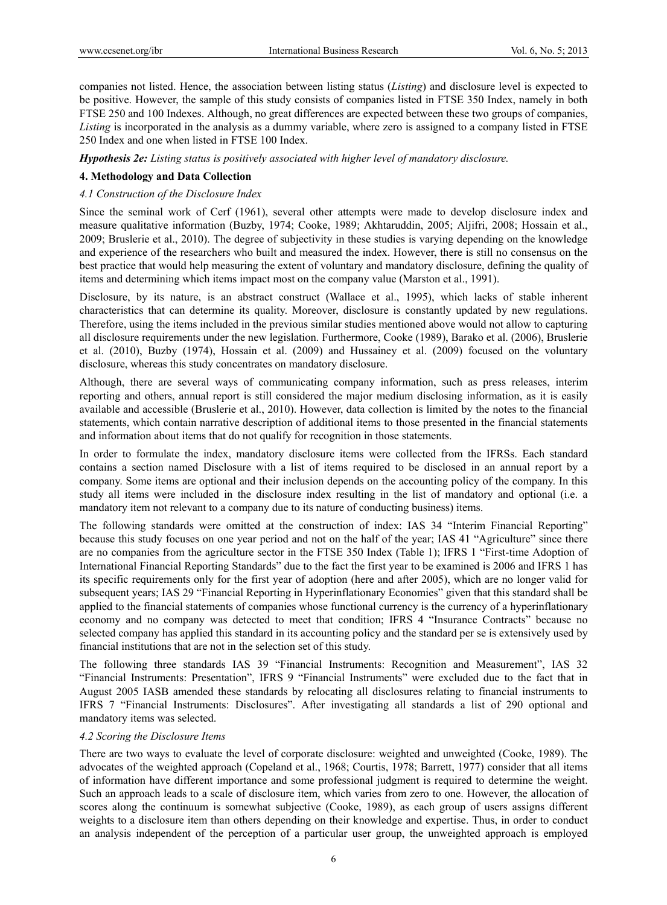companies not listed. Hence, the association between listing status (*Listing*) and disclosure level is expected to be positive. However, the sample of this study consists of companies listed in FTSE 350 Index, namely in both FTSE 250 and 100 Indexes. Although, no great differences are expected between these two groups of companies, *Listing* is incorporated in the analysis as a dummy variable, where zero is assigned to a company listed in FTSE 250 Index and one when listed in FTSE 100 Index.

***Hypothesis 2e:*** *Listing status is positively associated with higher level of mandatory disclosure.*

## 4. Methodology and Data Collection

### *4.1 Construction of the Disclosure Index*

Since the seminal work of Cerf (1961), several other attempts were made to develop disclosure index and measure qualitative information (Buzby, 1974; Cooke, 1989; Akhtaruddin, 2005; Aljifri, 2008; Hossain et al., 2009; Bruslerie et al., 2010). The degree of subjectivity in these studies is varying depending on the knowledge and experience of the researchers who built and measured the index. However, there is still no consensus on the best practice that would help measuring the extent of voluntary and mandatory disclosure, defining the quality of items and determining which items impact most on the company value (Marston et al., 1991).

Disclosure, by its nature, is an abstract construct (Wallace et al., 1995), which lacks of stable inherent characteristics that can determine its quality. Moreover, disclosure is constantly updated by new regulations. Therefore, using the items included in the previous studies mentioned above would not allow to capturing all disclosure requirements under the new legislation. Furthermore, Cooke (1989), Barako et al. (2006), Bruslerie et al. (2010), Buzby (1974), Hossain et al. (2009) and Hussainey et al. (2009) focused on the voluntary disclosure, whereas this study concentrates on mandatory disclosure.

Although, there are several ways of communicating company information, such as press releases, interim reporting and others, annual report is still considered the major medium disclosing information, as it is easily available and accessible (Bruslerie et al., 2010). However, data collection is limited by the notes to the financial statements, which contain narrative description of additional items to those presented in the financial statements and information about items that do not qualify for recognition in those statements.

In order to formulate the index, mandatory disclosure items were collected from the IFRSs. Each standard contains a section named Disclosure with a list of items required to be disclosed in an annual report by a company. Some items are optional and their inclusion depends on the accounting policy of the company. In this study all items were included in the disclosure index resulting in the list of mandatory and optional (i.e. a mandatory item not relevant to a company due to its nature of conducting business) items.

The following standards were omitted at the construction of index: IAS 34 "Interim Financial Reporting" because this study focuses on one year period and not on the half of the year; IAS 41 "Agriculture" since there are no companies from the agriculture sector in the FTSE 350 Index (Table 1); IFRS 1 "First-time Adoption of International Financial Reporting Standards" due to the fact the first year to be examined is 2006 and IFRS 1 has its specific requirements only for the first year of adoption (here and after 2005), which are no longer valid for subsequent years; IAS 29 "Financial Reporting in Hyperinflationary Economies" given that this standard shall be applied to the financial statements of companies whose functional currency is the currency of a hyperinflationary economy and no company was detected to meet that condition; IFRS 4 "Insurance Contracts" because no selected company has applied this standard in its accounting policy and the standard per se is extensively used by financial institutions that are not in the selection set of this study.

The following three standards IAS 39 "Financial Instruments: Recognition and Measurement", IAS 32 "Financial Instruments: Presentation", IFRS 9 "Financial Instruments" were excluded due to the fact that in August 2005 IASB amended these standards by relocating all disclosures relating to financial instruments to IFRS 7 "Financial Instruments: Disclosures". After investigating all standards a list of 290 optional and mandatory items was selected.

### *4.2 Scoring the Disclosure Items*

There are two ways to evaluate the level of corporate disclosure: weighted and unweighted (Cooke, 1989). The advocates of the weighted approach (Copeland et al., 1968; Courtis, 1978; Barrett, 1977) consider that all items of information have different importance and some professional judgment is required to determine the weight. Such an approach leads to a scale of disclosure item, which varies from zero to one. However, the allocation of scores along the continuum is somewhat subjective (Cooke, 1989), as each group of users assigns different weights to a disclosure item than others depending on their knowledge and expertise. Thus, in order to conduct an analysis independent of the perception of a particular user group, the unweighted approach is employed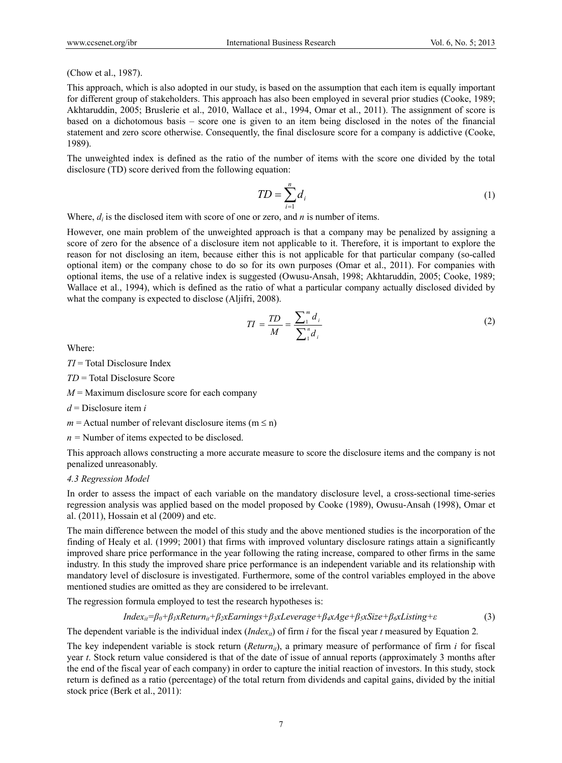(Chow et al., 1987).

This approach, which is also adopted in our study, is based on the assumption that each item is equally important for different group of stakeholders. This approach has also been employed in several prior studies (Cooke, 1989; Akhtaruddin, 2005; Bruslerie et al., 2010, Wallace et al., 1994, Omar et al., 2011). The assignment of score is based on a dichotomous basis – score one is given to an item being disclosed in the notes of the financial statement and zero score otherwise. Consequently, the final disclosure score for a company is addictive (Cooke, 1989).

The unweighted index is defined as the ratio of the number of items with the score one divided by the total disclosure (TD) score derived from the following equation:

$$TD = \sum_{i=1}^{n} d_i \tag{1}$$

Where, $d_i$ is the disclosed item with score of one or zero, and $n$ is number of items.

However, one main problem of the unweighted approach is that a company may be penalized by assigning a score of zero for the absence of a disclosure item not applicable to it. Therefore, it is important to explore the reason for not disclosing an item, because either this is not applicable for that particular company (so-called optional item) or the company chose to do so for its own purposes (Omar et al., 2011). For companies with optional items, the use of a relative index is suggested (Owusu-Ansah, 1998; Akhtaruddin, 2005; Cooke, 1989; Wallace et al., 1994), which is defined as the ratio of what a particular company actually disclosed divided by what the company is expected to disclose (Aljifri, 2008).

$$TI = \frac{TD}{M} = \frac{\sum_{1}^{m} d_i}{\sum_{1}^{n} d_i} \tag{2}$$

Where:

$TI$ = Total Disclosure Index

$TD$ = Total Disclosure Score

$M$ = Maximum disclosure score for each company

$d$ = Disclosure item $i$

$m$ = Actual number of relevant disclosure items ($m \leq n$)

$n$ = Number of items expected to be disclosed.

This approach allows constructing a more accurate measure to score the disclosure items and the company is not penalized unreasonably.

### *4.3 Regression Model*

In order to assess the impact of each variable on the mandatory disclosure level, a cross-sectional time-series regression analysis was applied based on the model proposed by Cooke (1989), Owusu-Ansah (1998), Omar et al. (2011), Hossain et al (2009) and etc.

The main difference between the model of this study and the above mentioned studies is the incorporation of the finding of Healy et al. (1999; 2001) that firms with improved voluntary disclosure ratings attain a significantly improved share price performance in the year following the rating increase, compared to other firms in the same industry. In this study the improved share price performance is an independent variable and its relationship with mandatory level of disclosure is investigated. Furthermore, some of the control variables employed in the above mentioned studies are omitted as they are considered to be irrelevant.

The regression formula employed to test the research hypotheses is:

$$Index_{it} = \beta_0 + \beta_1 x Return_{it} + \beta_2 x Earnings + \beta_3 x Leverage + \beta_4 x Age + \beta_5 x Size + \beta_6 x Listing + \varepsilon \tag{3}$$

The dependent variable is the individual index ($Index_{it}$) of firm $i$ for the fiscal year $t$ measured by Equation 2.

The key independent variable is stock return ($Return_{it}$), a primary measure of performance of firm $i$ for fiscal year $t$. Stock return value considered is that of the date of issue of annual reports (approximately 3 months after the end of the fiscal year of each company) in order to capture the initial reaction of investors. In this study, stock return is defined as a ratio (percentage) of the total return from dividends and capital gains, divided by the initial stock price (Berk et al., 2011):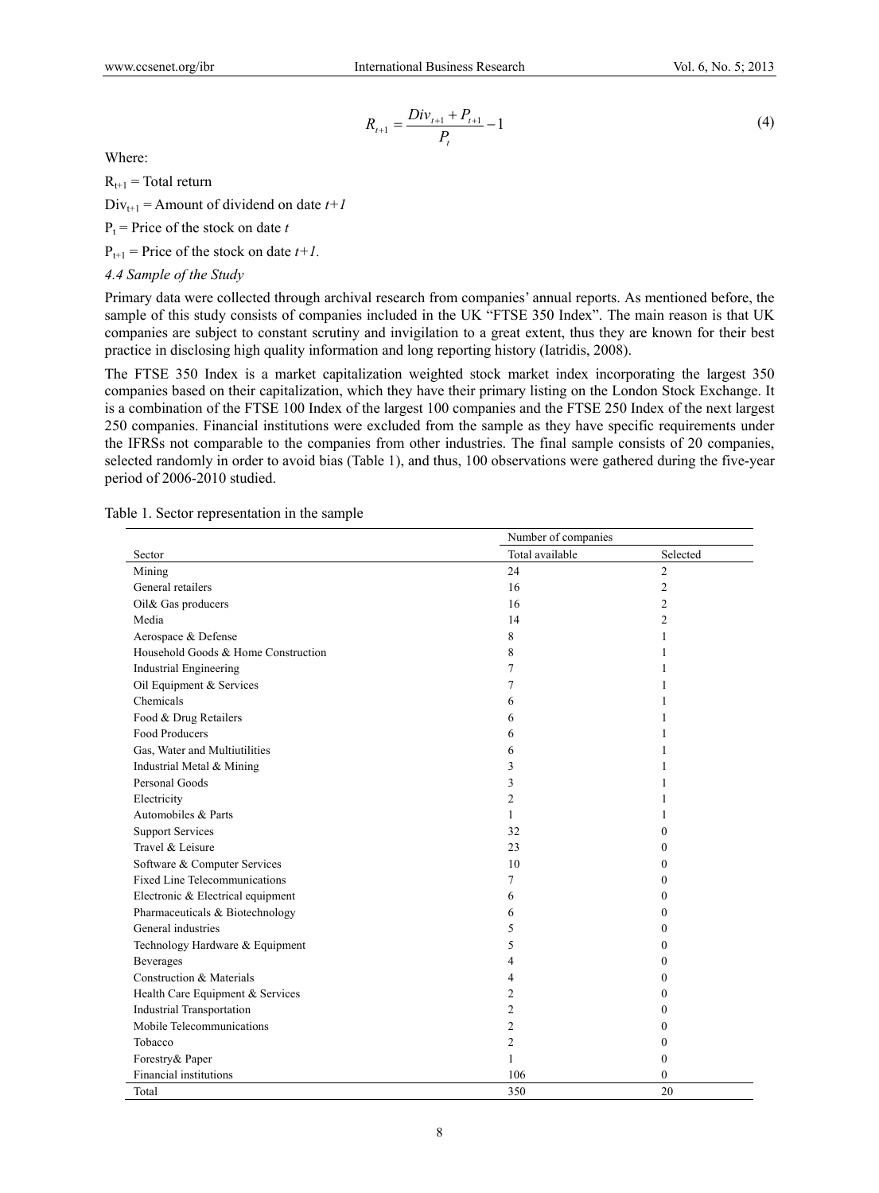$$R_{t+1} = \frac{Div_{t+1} + P_{t+1}}{P_t} - 1 \tag{4}$$

Where:

$R_{t+1}$ = Total return

$Div_{t+1}$ = Amount of dividend on date *t+1*

$P_t$ = Price of the stock on date *t*

$P_{t+1}$ = Price of the stock on date *t+1*.

### *4.4 Sample of the Study*

Primary data were collected through archival research from companies' annual reports. As mentioned before, the sample of this study consists of companies included in the UK "FTSE 350 Index". The main reason is that UK companies are subject to constant scrutiny and invigilation to a great extent, thus they are known for their best practice in disclosing high quality information and long reporting history (Iatridis, 2008).

The FTSE 350 Index is a market capitalization weighted stock market index incorporating the largest 350 companies based on their capitalization, which they have their primary listing on the London Stock Exchange. It is a combination of the FTSE 100 Index of the largest 100 companies and the FTSE 250 Index of the next largest 250 companies. Financial institutions were excluded from the sample as they have specific requirements under the IFRSs not comparable to the companies from other industries. The final sample consists of 20 companies, selected randomly in order to avoid bias (Table 1), and thus, 100 observations were gathered during the five-year period of 2006-2010 studied.

Table 1. Sector representation in the sample

| | Number of companies | |
|---|---|---|
| Sector | Total available | Selected |
| Mining | 24 | 2 |
| General retailers | 16 | 2 |
| Oil& Gas producers | 16 | 2 |
| Media | 14 | 2 |
| Aerospace & Defense | 8 | 1 |
| Household Goods & Home Construction | 8 | 1 |
| Industrial Engineering | 7 | 1 |
| Oil Equipment & Services | 7 | 1 |
| Chemicals | 6 | 1 |
| Food & Drug Retailers | 6 | 1 |
| Food Producers | 6 | 1 |
| Gas, Water and Multiutilities | 6 | 1 |
| Industrial Metal & Mining | 3 | 1 |
| Personal Goods | 3 | 1 |
| Electricity | 2 | 1 |
| Automobiles & Parts | 1 | 1 |
| Support Services | 32 | 0 |
| Travel & Leisure | 23 | 0 |
| Software & Computer Services | 10 | 0 |
| Fixed Line Telecommunications | 7 | 0 |
| Electronic & Electrical equipment | 6 | 0 |
| Pharmaceuticals & Biotechnology | 6 | 0 |
| General industries | 5 | 0 |
| Technology Hardware & Equipment | 5 | 0 |
| Beverages | 4 | 0 |
| Construction & Materials | 4 | 0 |
| Health Care Equipment & Services | 2 | 0 |
| Industrial Transportation | 2 | 0 |
| Mobile Telecommunications | 2 | 0 |
| Tobacco | 2 | 0 |
| Forestry& Paper | 1 | 0 |
| Financial institutions | 106 | 0 |
| Total | 350 | 20 |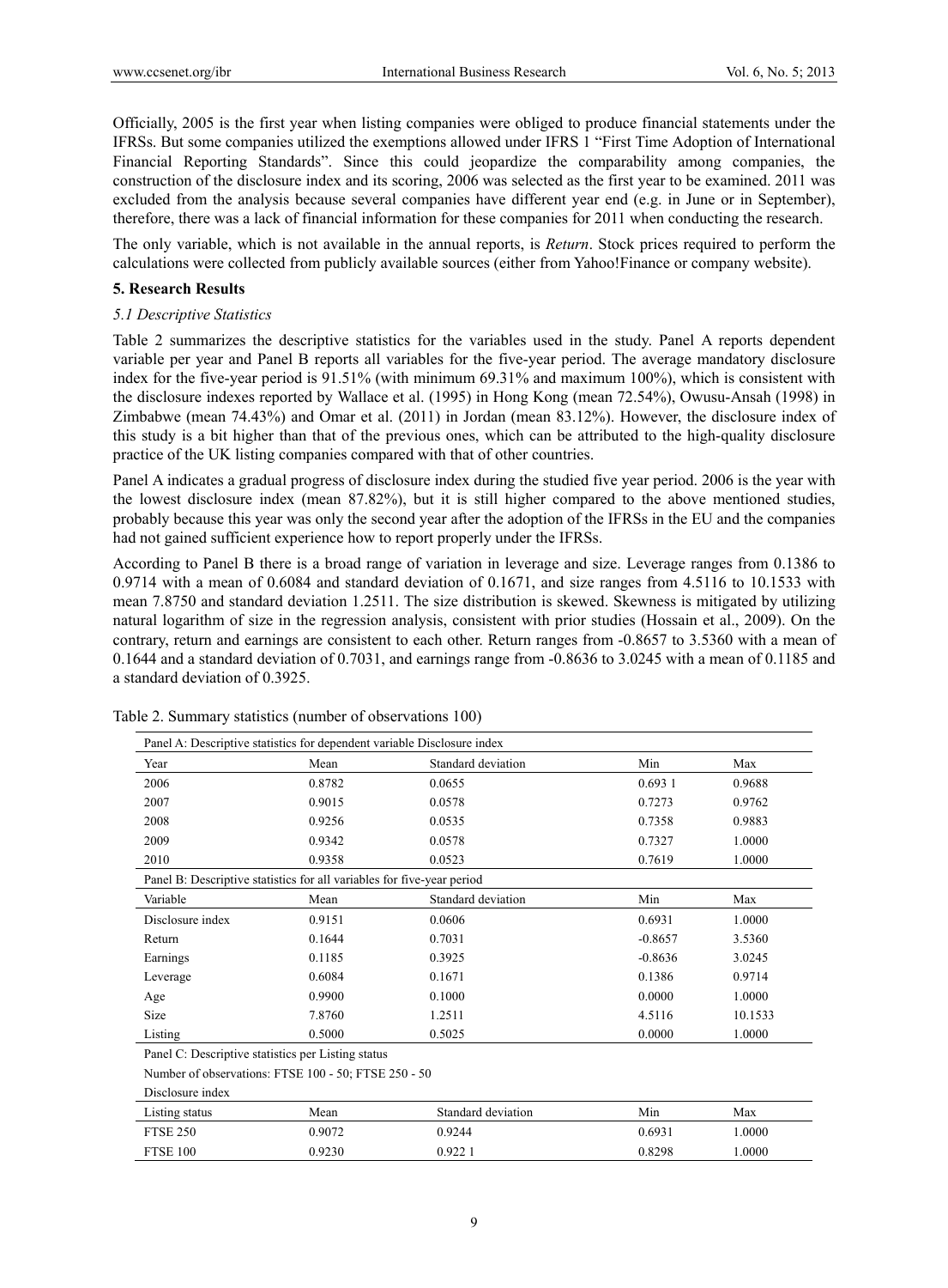Officially, 2005 is the first year when listing companies were obliged to produce financial statements under the IFRSs. But some companies utilized the exemptions allowed under IFRS 1 "First Time Adoption of International Financial Reporting Standards". Since this could jeopardize the comparability among companies, the construction of the disclosure index and its scoring, 2006 was selected as the first year to be examined. 2011 was excluded from the analysis because several companies have different year end (e.g. in June or in September), therefore, there was a lack of financial information for these companies for 2011 when conducting the research.

The only variable, which is not available in the annual reports, is *Return*. Stock prices required to perform the calculations were collected from publicly available sources (either from Yahoo!Finance or company website).

## 5. Research Results

### 5.1 Descriptive Statistics

Table 2 summarizes the descriptive statistics for the variables used in the study. Panel A reports dependent variable per year and Panel B reports all variables for the five-year period. The average mandatory disclosure index for the five-year period is 91.51% (with minimum 69.31% and maximum 100%), which is consistent with the disclosure indexes reported by Wallace et al. (1995) in Hong Kong (mean 72.54%), Owusu-Ansah (1998) in Zimbabwe (mean 74.43%) and Omar et al. (2011) in Jordan (mean 83.12%). However, the disclosure index of this study is a bit higher than that of the previous ones, which can be attributed to the high-quality disclosure practice of the UK listing companies compared with that of other countries.

Panel A indicates a gradual progress of disclosure index during the studied five year period. 2006 is the year with the lowest disclosure index (mean 87.82%), but it is still higher compared to the above mentioned studies, probably because this year was only the second year after the adoption of the IFRSs in the EU and the companies had not gained sufficient experience how to report properly under the IFRSs.

According to Panel B there is a broad range of variation in leverage and size. Leverage ranges from 0.1386 to 0.9714 with a mean of 0.6084 and standard deviation of 0.1671, and size ranges from 4.5116 to 10.1533 with mean 7.8750 and standard deviation 1.2511. The size distribution is skewed. Skewness is mitigated by utilizing natural logarithm of size in the regression analysis, consistent with prior studies (Hossain et al., 2009). On the contrary, return and earnings are consistent to each other. Return ranges from -0.8657 to 3.5360 with a mean of 0.1644 and a standard deviation of 0.7031, and earnings range from -0.8636 to 3.0245 with a mean of 0.1185 and a standard deviation of 0.3925.

Table 2. Summary statistics (number of observations 100)

| Panel A: Descriptive statistics for dependent variable Disclosure index | | | | |
|---|---|---|---|---|
| Year | Mean | Standard deviation | Min | Max |
| 2006 | 0.8782 | 0.0655 | 0.693 1 | 0.9688 |
| 2007 | 0.9015 | 0.0578 | 0.7273 | 0.9762 |
| 2008 | 0.9256 | 0.0535 | 0.7358 | 0.9883 |
| 2009 | 0.9342 | 0.0578 | 0.7327 | 1.0000 |
| 2010 | 0.9358 | 0.0523 | 0.7619 | 1.0000 |
| **Panel B: Descriptive statistics for all variables for five-year period** | | | | |
| Variable | Mean | Standard deviation | Min | Max |
| Disclosure index | 0.9151 | 0.0606 | 0.6931 | 1.0000 |
| Return | 0.1644 | 0.7031 | -0.8657 | 3.5360 |
| Earnings | 0.1185 | 0.3925 | -0.8636 | 3.0245 |
| Leverage | 0.6084 | 0.1671 | 0.1386 | 0.9714 |
| Age | 0.9900 | 0.1000 | 0.0000 | 1.0000 |
| Size | 7.8760 | 1.2511 | 4.5116 | 10.1533 |
| Listing | 0.5000 | 0.5025 | 0.0000 | 1.0000 |
| **Panel C: Descriptive statistics per Listing status** | | | | |
| Number of observations: FTSE 100 - 50; FTSE 250 - 50 | | | | |
| Disclosure index | | | | |
| Listing status | Mean | Standard deviation | Min | Max |
| FTSE 250 | 0.9072 | 0.9244 | 0.6931 | 1.0000 |
| FTSE 100 | 0.9230 | 0.922 1 | 0.8298 | 1.0000 |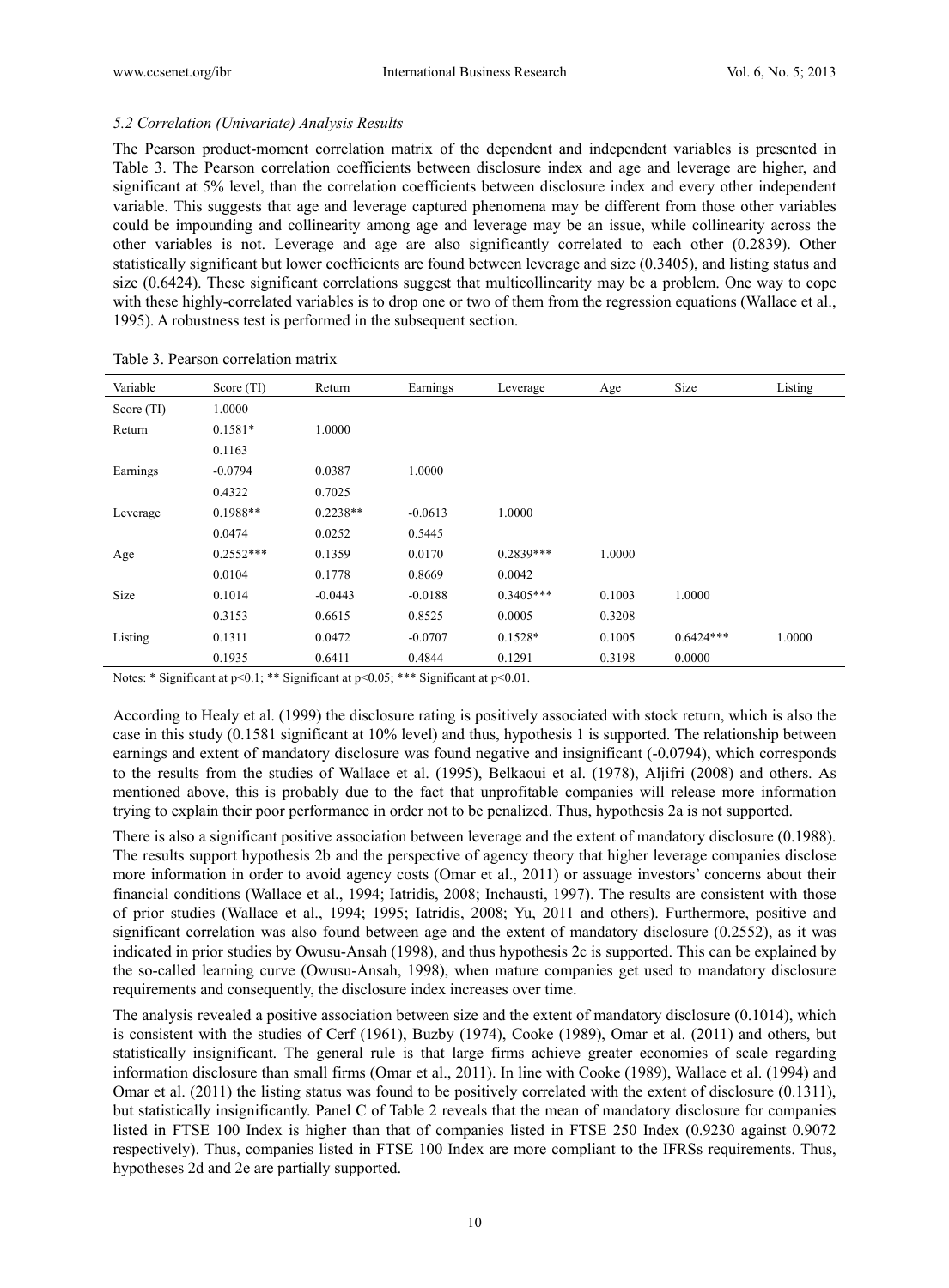### *5.2 Correlation (Univariate) Analysis Results*

The Pearson product-moment correlation matrix of the dependent and independent variables is presented in Table 3. The Pearson correlation coefficients between disclosure index and age and leverage are higher, and significant at 5% level, than the correlation coefficients between disclosure index and every other independent variable. This suggests that age and leverage captured phenomena may be different from those other variables could be impounding and collinearity among age and leverage may be an issue, while collinearity across the other variables is not. Leverage and age are also significantly correlated to each other (0.2839). Other statistically significant but lower coefficients are found between leverage and size (0.3405), and listing status and size (0.6424). These significant correlations suggest that multicollinearity may be a problem. One way to cope with these highly-correlated variables is to drop one or two of them from the regression equations (Wallace et al., 1995). A robustness test is performed in the subsequent section.

Table 3. Pearson correlation matrix

| Variable | Score (TI) | Return | Earnings | Leverage | Age | Size | Listing |
|---|---|---|---|---|---|---|---|
| Score (TI) | 1.0000 | | | | | | |
| Return | 0.1581* | 1.0000 | | | | | |
| | 0.1163 | | | | | | |
| Earnings | -0.0794 | 0.0387 | 1.0000 | | | | |
| | 0.4322 | 0.7025 | | | | | |
| Leverage | 0.1988** | 0.2238** | -0.0613 | 1.0000 | | | |
| | 0.0474 | 0.0252 | 0.5445 | | | | |
| Age | 0.2552*** | 0.1359 | 0.0170 | 0.2839*** | 1.0000 | | |
| | 0.0104 | 0.1778 | 0.8669 | 0.0042 | | | |
| Size | 0.1014 | -0.0443 | -0.0188 | 0.3405*** | 0.1003 | 1.0000 | |
| | 0.3153 | 0.6615 | 0.8525 | 0.0005 | 0.3208 | | |
| Listing | 0.1311 | 0.0472 | -0.0707 | 0.1528* | 0.1005 | 0.6424*** | 1.0000 |
| | 0.1935 | 0.6411 | 0.4844 | 0.1291 | 0.3198 | 0.0000 | |

Notes: * Significant at $p<0.1$; ** Significant at $p<0.05$; *** Significant at $p<0.01$.

According to Healy et al. (1999) the disclosure rating is positively associated with stock return, which is also the case in this study (0.1581 significant at 10% level) and thus, hypothesis 1 is supported. The relationship between earnings and extent of mandatory disclosure was found negative and insignificant (-0.0794), which corresponds to the results from the studies of Wallace et al. (1995), Belkaoui et al. (1978), Aljifri (2008) and others. As mentioned above, this is probably due to the fact that unprofitable companies will release more information trying to explain their poor performance in order not to be penalized. Thus, hypothesis 2a is not supported.

There is also a significant positive association between leverage and the extent of mandatory disclosure (0.1988). The results support hypothesis 2b and the perspective of agency theory that higher leverage companies disclose more information in order to avoid agency costs (Omar et al., 2011) or assuage investors' concerns about their financial conditions (Wallace et al., 1994; Iatridis, 2008; Inchausti, 1997). The results are consistent with those of prior studies (Wallace et al., 1994; 1995; Iatridis, 2008; Yu, 2011 and others). Furthermore, positive and significant correlation was also found between age and the extent of mandatory disclosure (0.2552), as it was indicated in prior studies by Owusu-Ansah (1998), and thus hypothesis 2c is supported. This can be explained by the so-called learning curve (Owusu-Ansah, 1998), when mature companies get used to mandatory disclosure requirements and consequently, the disclosure index increases over time.

The analysis revealed a positive association between size and the extent of mandatory disclosure (0.1014), which is consistent with the studies of Cerf (1961), Buzby (1974), Cooke (1989), Omar et al. (2011) and others, but statistically insignificant. The general rule is that large firms achieve greater economies of scale regarding information disclosure than small firms (Omar et al., 2011). In line with Cooke (1989), Wallace et al. (1994) and Omar et al. (2011) the listing status was found to be positively correlated with the extent of disclosure (0.1311), but statistically insignificantly. Panel C of Table 2 reveals that the mean of mandatory disclosure for companies listed in FTSE 100 Index is higher than that of companies listed in FTSE 250 Index (0.9230 against 0.9072 respectively). Thus, companies listed in FTSE 100 Index are more compliant to the IFRSs requirements. Thus, hypotheses 2d and 2e are partially supported.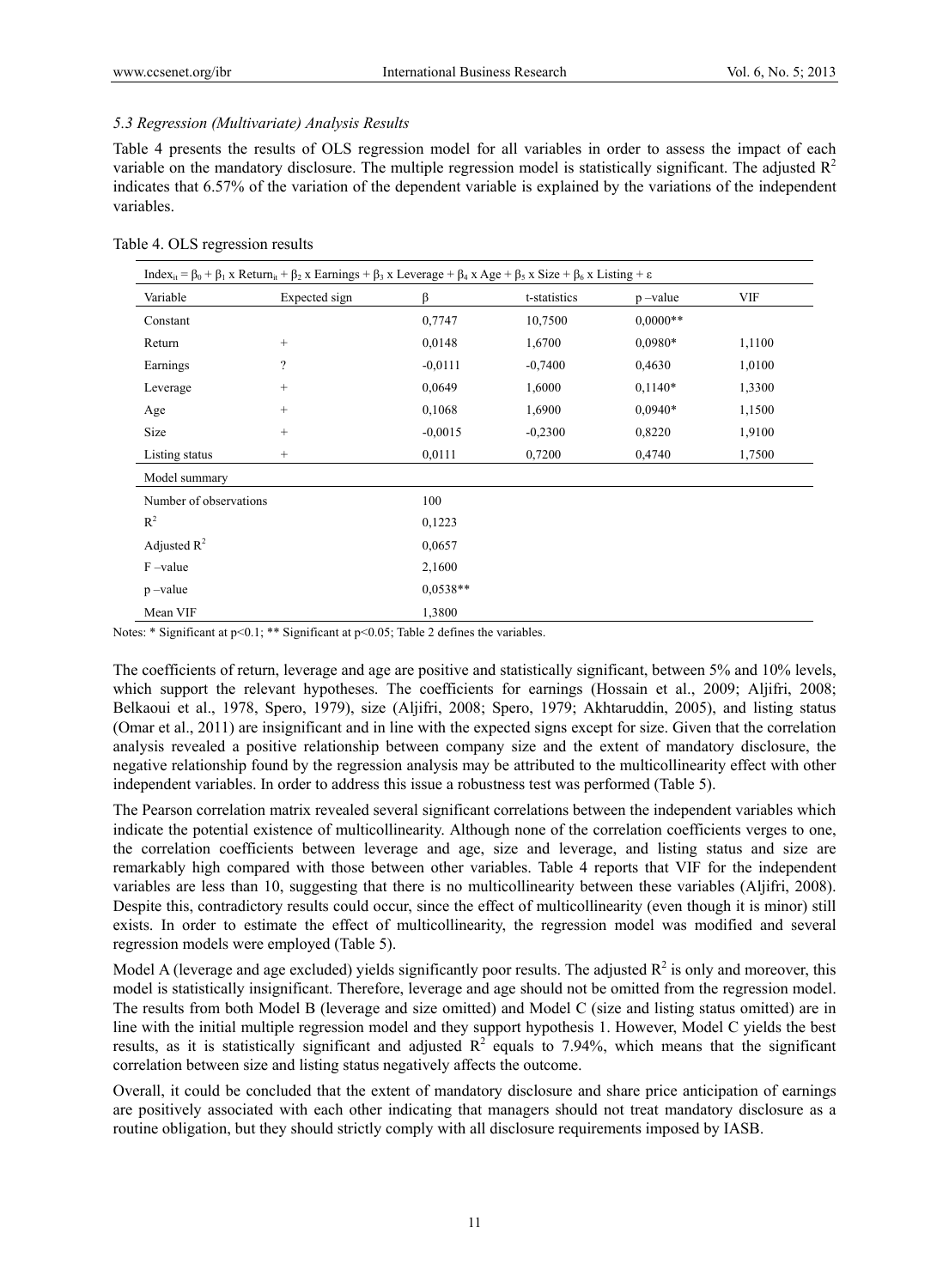### *5.3 Regression (Multivariate) Analysis Results*

Table 4 presents the results of OLS regression model for all variables in order to assess the impact of each variable on the mandatory disclosure. The multiple regression model is statistically significant. The adjusted $R^2$ indicates that 6.57% of the variation of the dependent variable is explained by the variations of the independent variables.

Table 4. OLS regression results

$$Index_{it} = \beta_0 + \beta_1 \text{ x } Return_{it} + \beta_2 \text{ x } Earnings + \beta_3 \text{ x } Leverage + \beta_4 \text{ x } Age + \beta_5 \text{ x } Size + \beta_6 \text{ x } Listing + \varepsilon$$

| Variable | Expected sign | β | t-statistics | p –value | VIF |
|---|---|---|---|---|---|
| Constant | | 0,7747 | 10,7500 | 0,0000** | |
| Return | + | 0,0148 | 1,6700 | 0,0980* | 1,1100 |
| Earnings | ? | -0,0111 | -0,7400 | 0,4630 | 1,0100 |
| Leverage | + | 0,0649 | 1,6000 | 0,1140* | 1,3300 |
| Age | + | 0,1068 | 1,6900 | 0,0940* | 1,1500 |
| Size | + | -0,0015 | -0,2300 | 0,8220 | 1,9100 |
| Listing status | + | 0,0111 | 0,7200 | 0,4740 | 1,7500 |
| Model summary | | | | | |
| Number of observations | | 100 | | | |
| $R^2$ | | 0,1223 | | | |
| Adjusted $R^2$ | | 0,0657 | | | |
| F –value | | 2,1600 | | | |
| p –value | | 0,0538** | | | |
| Mean VIF | | 1,3800 | | | |

Notes: * Significant at $p<0.1$; ** Significant at $p<0.05$; Table 2 defines the variables.

The coefficients of return, leverage and age are positive and statistically significant, between 5% and 10% levels, which support the relevant hypotheses. The coefficients for earnings (Hossain et al., 2009; Aljifri, 2008; Belkaoui et al., 1978, Spero, 1979), size (Aljifri, 2008; Spero, 1979; Akhtaruddin, 2005), and listing status (Omar et al., 2011) are insignificant and in line with the expected signs except for size. Given that the correlation analysis revealed a positive relationship between company size and the extent of mandatory disclosure, the negative relationship found by the regression analysis may be attributed to the multicollinearity effect with other independent variables. In order to address this issue a robustness test was performed (Table 5).

The Pearson correlation matrix revealed several significant correlations between the independent variables which indicate the potential existence of multicollinearity. Although none of the correlation coefficients verges to one, the correlation coefficients between leverage and age, size and leverage, and listing status and size are remarkably high compared with those between other variables. Table 4 reports that VIF for the independent variables are less than 10, suggesting that there is no multicollinearity between these variables (Aljifri, 2008). Despite this, contradictory results could occur, since the effect of multicollinearity (even though it is minor) still exists. In order to estimate the effect of multicollinearity, the regression model was modified and several regression models were employed (Table 5).

Model A (leverage and age excluded) yields significantly poor results. The adjusted $R^2$ is only and moreover, this model is statistically insignificant. Therefore, leverage and age should not be omitted from the regression model. The results from both Model B (leverage and size omitted) and Model C (size and listing status omitted) are in line with the initial multiple regression model and they support hypothesis 1. However, Model C yields the best results, as it is statistically significant and adjusted $R^2$ equals to 7.94%, which means that the significant correlation between size and listing status negatively affects the outcome.

Overall, it could be concluded that the extent of mandatory disclosure and share price anticipation of earnings are positively associated with each other indicating that managers should not treat mandatory disclosure as a routine obligation, but they should strictly comply with all disclosure requirements imposed by IASB.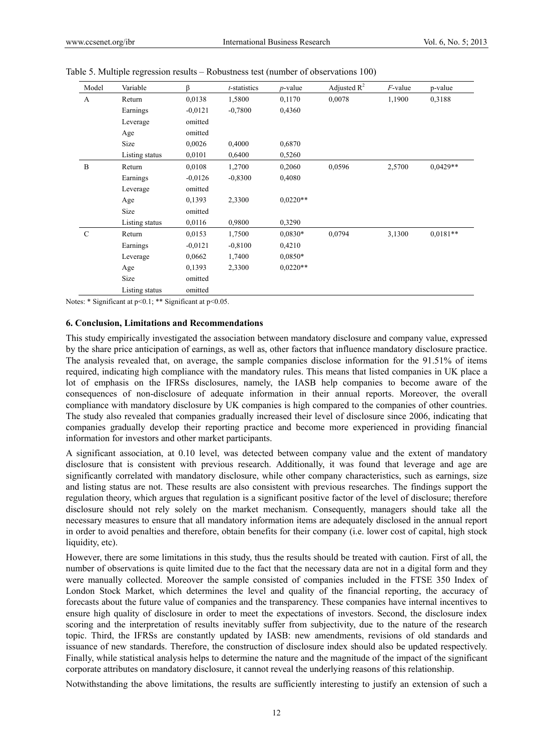Table 5. Multiple regression results – Robustness test (number of observations 100)

| Model | Variable | β | *t*-statistics | *p*-value | Adjusted $R^2$ | *F*-value | p-value |
|---|---|---|---|---|---|---|---|
| A | Return | 0,0138 | 1,5800 | 0,1170 | 0,0078 | 1,1900 | 0,3188 |
| | Earnings | -0,0121 | -0,7800 | 0,4360 | | | |
| | Leverage | omitted | | | | | |
| | Age | omitted | | | | | |
| | Size | 0,0026 | 0,4000 | 0,6870 | | | |
| | Listing status | 0,0101 | 0,6400 | 0,5260 | | | |
| B | Return | 0,0108 | 1,2700 | 0,2060 | 0,0596 | 2,5700 | 0,0429** |
| | Earnings | -0,0126 | -0,8300 | 0,4080 | | | |
| | Leverage | omitted | | | | | |
| | Age | 0,1393 | 2,3300 | 0,0220** | | | |
| | Size | omitted | | | | | |
| | Listing status | 0,0116 | 0,9800 | 0,3290 | | | |
| C | Return | 0,0153 | 1,7500 | 0,0830* | 0,0794 | 3,1300 | 0,0181** |
| | Earnings | -0,0121 | -0,8100 | 0,4210 | | | |
| | Leverage | 0,0662 | 1,7400 | 0,0850* | | | |
| | Age | 0,1393 | 2,3300 | 0,0220** | | | |
| | Size | omitted | | | | | |
| | Listing status | omitted | | | | | |

Notes: * Significant at $p<0.1$; ** Significant at $p<0.05$.

### 6. Conclusion, Limitations and Recommendations

This study empirically investigated the association between mandatory disclosure and company value, expressed by the share price anticipation of earnings, as well as, other factors that influence mandatory disclosure practice. The analysis revealed that, on average, the sample companies disclose information for the 91.51% of items required, indicating high compliance with the mandatory rules. This means that listed companies in UK place a lot of emphasis on the IFRSs disclosures, namely, the IASB help companies to become aware of the consequences of non-disclosure of adequate information in their annual reports. Moreover, the overall compliance with mandatory disclosure by UK companies is high compared to the companies of other countries. The study also revealed that companies gradually increased their level of disclosure since 2006, indicating that companies gradually develop their reporting practice and become more experienced in providing financial information for investors and other market participants.

A significant association, at 0.10 level, was detected between company value and the extent of mandatory disclosure that is consistent with previous research. Additionally, it was found that leverage and age are significantly correlated with mandatory disclosure, while other company characteristics, such as earnings, size and listing status are not. These results are also consistent with previous researches. The findings support the regulation theory, which argues that regulation is a significant positive factor of the level of disclosure; therefore disclosure should not rely solely on the market mechanism. Consequently, managers should take all the necessary measures to ensure that all mandatory information items are adequately disclosed in the annual report in order to avoid penalties and therefore, obtain benefits for their company (i.e. lower cost of capital, high stock liquidity, etc).

However, there are some limitations in this study, thus the results should be treated with caution. First of all, the number of observations is quite limited due to the fact that the necessary data are not in a digital form and they were manually collected. Moreover the sample consisted of companies included in the FTSE 350 Index of London Stock Market, which determines the level and quality of the financial reporting, the accuracy of forecasts about the future value of companies and the transparency. These companies have internal incentives to ensure high quality of disclosure in order to meet the expectations of investors. Second, the disclosure index scoring and the interpretation of results inevitably suffer from subjectivity, due to the nature of the research topic. Third, the IFRSs are constantly updated by IASB: new amendments, revisions of old standards and issuance of new standards. Therefore, the construction of disclosure index should also be updated respectively. Finally, while statistical analysis helps to determine the nature and the magnitude of the impact of the significant corporate attributes on mandatory disclosure, it cannot reveal the underlying reasons of this relationship.

Notwithstanding the above limitations, the results are sufficiently interesting to justify an extension of such a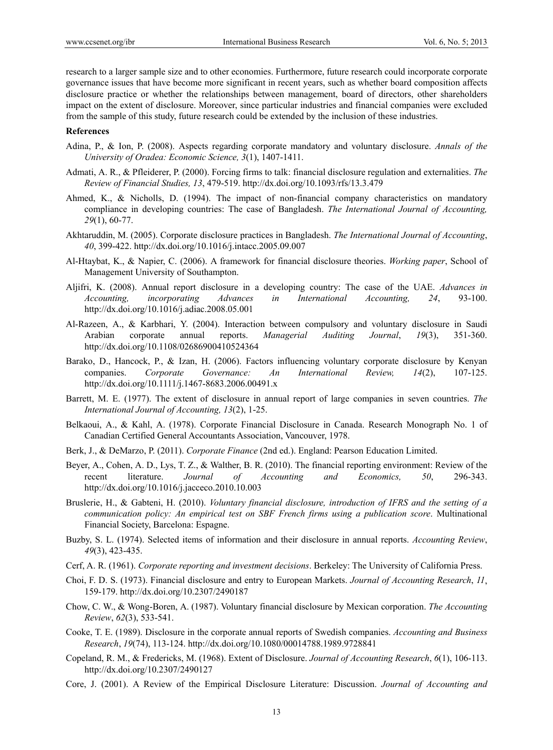research to a larger sample size and to other economies. Furthermore, future research could incorporate corporate governance issues that have become more significant in recent years, such as whether board composition affects disclosure practice or whether the relationships between management, board of directors, other shareholders impact on the extent of disclosure. Moreover, since particular industries and financial companies were excluded from the sample of this study, future research could be extended by the inclusion of these industries.

**References**

Adina, P., & Ion, P. (2008). Aspects regarding corporate mandatory and voluntary disclosure. *Annals of the University of Oradea: Economic Science, 3*(1), 1407-1411.

Admati, A. R., & Pfleiderer, P. (2000). Forcing firms to talk: financial disclosure regulation and externalities. *The Review of Financial Studies, 13*, 479-519. http://dx.doi.org/10.1093/rfs/13.3.479

Ahmed, K., & Nicholls, D. (1994). The impact of non-financial company characteristics on mandatory compliance in developing countries: The case of Bangladesh. *The International Journal of Accounting, 29*(1), 60-77.

Akhtaruddin, M. (2005). Corporate disclosure practices in Bangladesh. *The International Journal of Accounting*, *40*, 399-422. http://dx.doi.org/10.1016/j.intacc.2005.09.007

Al-Htaybat, K., & Napier, C. (2006). A framework for financial disclosure theories. *Working paper*, School of Management University of Southampton.

Aljifri, K. (2008). Annual report disclosure in a developing country: The case of the UAE. *Advances in Accounting, incorporating Advances in International Accounting, 24*, 93-100. http://dx.doi.org/10.1016/j.adiac.2008.05.001

Al-Razeen, A., & Karbhari, Y. (2004). Interaction between compulsory and voluntary disclosure in Saudi Arabian corporate annual reports. *Managerial Auditing Journal*, *19*(3), 351-360. http://dx.doi.org/10.1108/02686900410524364

Barako, D., Hancock, P., & Izan, H. (2006). Factors influencing voluntary corporate disclosure by Kenyan companies. *Corporate Governance: An International Review, 14*(2), 107-125. http://dx.doi.org/10.1111/j.1467-8683.2006.00491.x

Barrett, M. E. (1977). The extent of disclosure in annual report of large companies in seven countries. *The International Journal of Accounting, 13*(2), 1-25.

Belkaoui, A., & Kahl, A. (1978). Corporate Financial Disclosure in Canada. Research Monograph No. 1 of Canadian Certified General Accountants Association, Vancouver, 1978.

Berk, J., & DeMarzo, P. (2011). *Corporate Finance* (2nd ed.). England: Pearson Education Limited.

Beyer, A., Cohen, A. D., Lys, T. Z., & Walther, B. R. (2010). The financial reporting environment: Review of the recent literature. *Journal of Accounting and Economics, 50*, 296-343. http://dx.doi.org/10.1016/j.jacceco.2010.10.003

Bruslerie, H., & Gabteni, H. (2010). *Voluntary financial disclosure, introduction of IFRS and the setting of a communication policy: An empirical test on SBF French firms using a publication score*. Multinational Financial Society, Barcelona: Espagne.

Buzby, S. L. (1974). Selected items of information and their disclosure in annual reports. *Accounting Review*, *49*(3), 423-435.

Cerf, A. R. (1961). *Corporate reporting and investment decisions*. Berkeley: The University of California Press.

Choi, F. D. S. (1973). Financial disclosure and entry to European Markets. *Journal of Accounting Research*, *11*, 159-179. http://dx.doi.org/10.2307/2490187

Chow, C. W., & Wong-Boren, A. (1987). Voluntary financial disclosure by Mexican corporation. *The Accounting Review*, *62*(3), 533-541.

Cooke, T. E. (1989). Disclosure in the corporate annual reports of Swedish companies. *Accounting and Business Research*, *19*(74), 113-124. http://dx.doi.org/10.1080/00014788.1989.9728841

Copeland, R. M., & Fredericks, M. (1968). Extent of Disclosure. *Journal of Accounting Research*, *6*(1), 106-113. http://dx.doi.org/10.2307/2490127

Core, J. (2001). A Review of the Empirical Disclosure Literature: Discussion. *Journal of Accounting and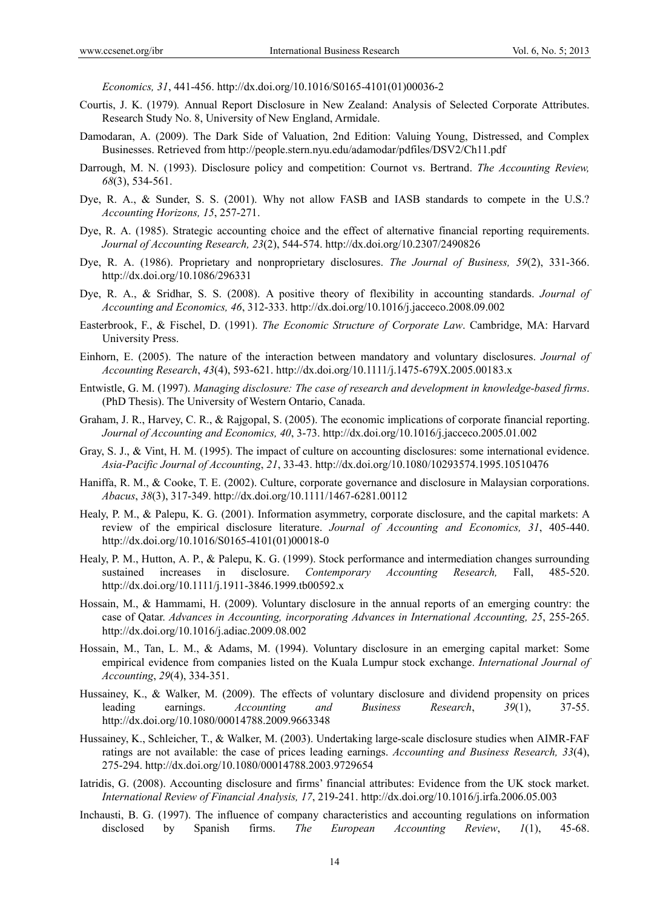*Economics, 31*, 441-456. http://dx.doi.org/10.1016/S0165-4101(01)00036-2

Courtis, J. K. (1979). Annual Report Disclosure in New Zealand: Analysis of Selected Corporate Attributes. Research Study No. 8, University of New England, Armidale.

Damodaran, A. (2009). The Dark Side of Valuation, 2nd Edition: Valuing Young, Distressed, and Complex Businesses. Retrieved from http://people.stern.nyu.edu/adamodar/pdfiles/DSV2/Ch11.pdf

Darrough, M. N. (1993). Disclosure policy and competition: Cournot vs. Bertrand. *The Accounting Review, 68*(3), 534-561.

Dye, R. A., & Sunder, S. S. (2001). Why not allow FASB and IASB standards to compete in the U.S.? *Accounting Horizons, 15*, 257-271.

Dye, R. A. (1985). Strategic accounting choice and the effect of alternative financial reporting requirements. *Journal of Accounting Research, 23*(2), 544-574. http://dx.doi.org/10.2307/2490826

Dye, R. A. (1986). Proprietary and nonproprietary disclosures. *The Journal of Business, 59*(2), 331-366. http://dx.doi.org/10.1086/296331

Dye, R. A., & Sridhar, S. S. (2008). A positive theory of flexibility in accounting standards. *Journal of Accounting and Economics, 46*, 312-333. http://dx.doi.org/10.1016/j.jacceco.2008.09.002

Easterbrook, F., & Fischel, D. (1991). *The Economic Structure of Corporate Law*. Cambridge, MA: Harvard University Press.

Einhorn, E. (2005). The nature of the interaction between mandatory and voluntary disclosures. *Journal of Accounting Research*, *43*(4), 593-621. http://dx.doi.org/10.1111/j.1475-679X.2005.00183.x

Entwistle, G. M. (1997). *Managing disclosure: The case of research and development in knowledge-based firms*. (PhD Thesis). The University of Western Ontario, Canada.

Graham, J. R., Harvey, C. R., & Rajgopal, S. (2005). The economic implications of corporate financial reporting. *Journal of Accounting and Economics, 40*, 3-73. http://dx.doi.org/10.1016/j.jacceco.2005.01.002

Gray, S. J., & Vint, H. M. (1995). The impact of culture on accounting disclosures: some international evidence. *Asia-Pacific Journal of Accounting*, *21*, 33-43. http://dx.doi.org/10.1080/10293574.1995.10510476

Haniffa, R. M., & Cooke, T. E. (2002). Culture, corporate governance and disclosure in Malaysian corporations. *Abacus*, *38*(3), 317-349. http://dx.doi.org/10.1111/1467-6281.00112

Healy, P. M., & Palepu, K. G. (2001). Information asymmetry, corporate disclosure, and the capital markets: A review of the empirical disclosure literature. *Journal of Accounting and Economics, 31*, 405-440. http://dx.doi.org/10.1016/S0165-4101(01)00018-0

Healy, P. M., Hutton, A. P., & Palepu, K. G. (1999). Stock performance and intermediation changes surrounding sustained increases in disclosure. *Contemporary Accounting Research,* Fall, 485-520. http://dx.doi.org/10.1111/j.1911-3846.1999.tb00592.x

Hossain, M., & Hammami, H. (2009). Voluntary disclosure in the annual reports of an emerging country: the case of Qatar. *Advances in Accounting, incorporating Advances in International Accounting, 25*, 255-265. http://dx.doi.org/10.1016/j.adiac.2009.08.002

Hossain, M., Tan, L. M., & Adams, M. (1994). Voluntary disclosure in an emerging capital market: Some empirical evidence from companies listed on the Kuala Lumpur stock exchange. *International Journal of Accounting*, *29*(4), 334-351.

Hussainey, K., & Walker, M. (2009). The effects of voluntary disclosure and dividend propensity on prices leading earnings. *Accounting and Business Research*, *39*(1), 37-55. http://dx.doi.org/10.1080/00014788.2009.9663348

Hussainey, K., Schleicher, T., & Walker, M. (2003). Undertaking large-scale disclosure studies when AIMR-FAF ratings are not available: the case of prices leading earnings. *Accounting and Business Research, 33*(4), 275-294. http://dx.doi.org/10.1080/00014788.2003.9729654

Iatridis, G. (2008). Accounting disclosure and firms' financial attributes: Evidence from the UK stock market. *International Review of Financial Analysis, 17*, 219-241. http://dx.doi.org/10.1016/j.irfa.2006.05.003

Inchausti, B. G. (1997). The influence of company characteristics and accounting regulations on information disclosed by Spanish firms. *The European Accounting Review*, *1*(1), 45-68.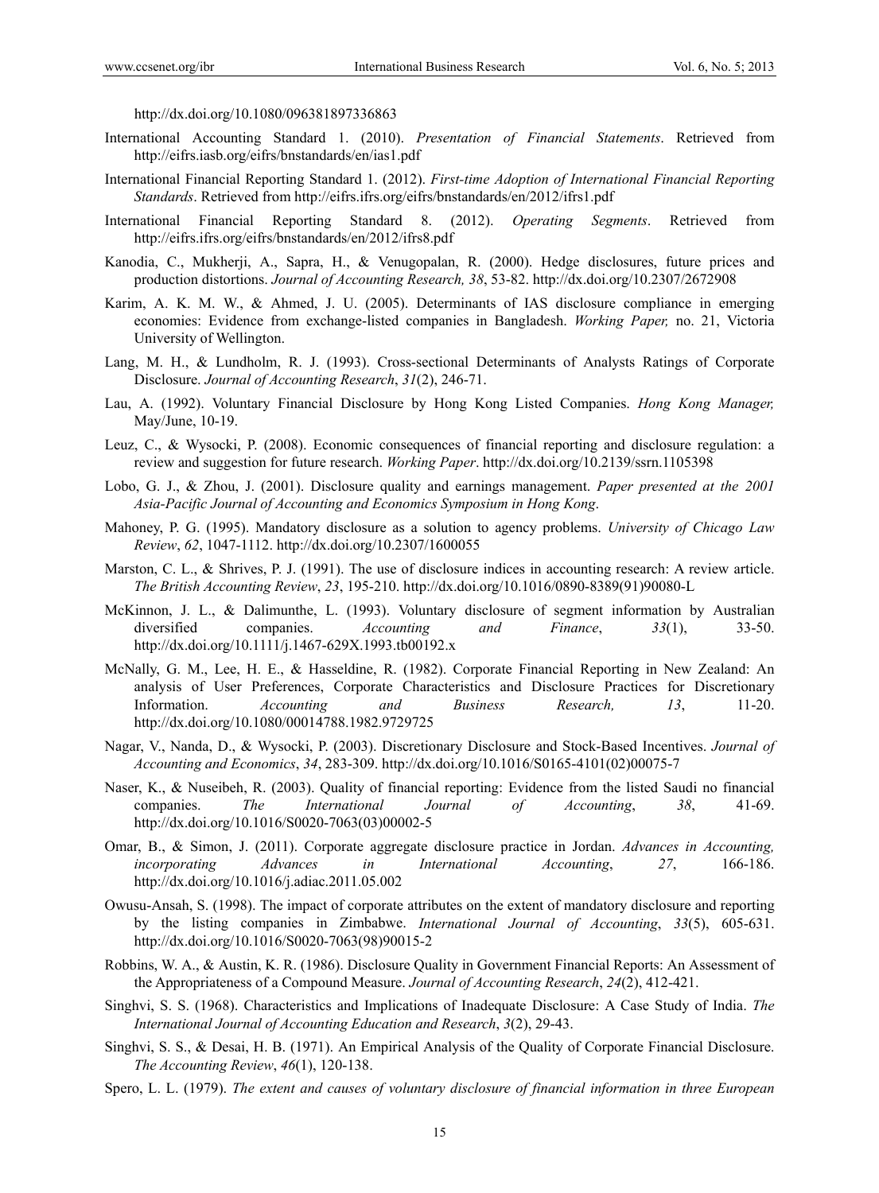http://dx.doi.org/10.1080/096381897336863

International Accounting Standard 1. (2010). *Presentation of Financial Statements*. Retrieved from http://eifrs.iasb.org/eifrs/bnstandards/en/ias1.pdf

International Financial Reporting Standard 1. (2012). *First-time Adoption of International Financial Reporting Standards*. Retrieved from http://eifrs.ifrs.org/eifrs/bnstandards/en/2012/ifrs1.pdf

International Financial Reporting Standard 8. (2012). *Operating Segments*. Retrieved from http://eifrs.ifrs.org/eifrs/bnstandards/en/2012/ifrs8.pdf

Kanodia, C., Mukherji, A., Sapra, H., & Venugopalan, R. (2000). Hedge disclosures, future prices and production distortions. *Journal of Accounting Research, 38*, 53-82. http://dx.doi.org/10.2307/2672908

Karim, A. K. M. W., & Ahmed, J. U. (2005). Determinants of IAS disclosure compliance in emerging economies: Evidence from exchange-listed companies in Bangladesh. *Working Paper,* no. 21, Victoria University of Wellington.

Lang, M. H., & Lundholm, R. J. (1993). Cross-sectional Determinants of Analysts Ratings of Corporate Disclosure. *Journal of Accounting Research*, *31*(2), 246-71.

Lau, A. (1992). Voluntary Financial Disclosure by Hong Kong Listed Companies. *Hong Kong Manager,* May/June, 10-19.

Leuz, C., & Wysocki, P. (2008). Economic consequences of financial reporting and disclosure regulation: a review and suggestion for future research. *Working Paper*. http://dx.doi.org/10.2139/ssrn.1105398

Lobo, G. J., & Zhou, J. (2001). Disclosure quality and earnings management. *Paper presented at the 2001 Asia-Pacific Journal of Accounting and Economics Symposium in Hong Kong*.

Mahoney, P. G. (1995). Mandatory disclosure as a solution to agency problems. *University of Chicago Law Review*, *62*, 1047-1112. http://dx.doi.org/10.2307/1600055

Marston, C. L., & Shrives, P. J. (1991). The use of disclosure indices in accounting research: A review article. *The British Accounting Review*, *23*, 195-210. http://dx.doi.org/10.1016/0890-8389(91)90080-L

McKinnon, J. L., & Dalimunthe, L. (1993). Voluntary disclosure of segment information by Australian diversified companies. *Accounting and Finance*, *33*(1), 33-50. http://dx.doi.org/10.1111/j.1467-629X.1993.tb00192.x

McNally, G. M., Lee, H. E., & Hasseldine, R. (1982). Corporate Financial Reporting in New Zealand: An analysis of User Preferences, Corporate Characteristics and Disclosure Practices for Discretionary Information. *Accounting and Business Research, 13*, 11-20. http://dx.doi.org/10.1080/00014788.1982.9729725

Nagar, V., Nanda, D., & Wysocki, P. (2003). Discretionary Disclosure and Stock-Based Incentives. *Journal of Accounting and Economics*, *34*, 283-309. http://dx.doi.org/10.1016/S0165-4101(02)00075-7

Naser, K., & Nuseibeh, R. (2003). Quality of financial reporting: Evidence from the listed Saudi no financial companies. *The International Journal of Accounting*, *38*, 41-69. http://dx.doi.org/10.1016/S0020-7063(03)00002-5

Omar, B., & Simon, J. (2011). Corporate aggregate disclosure practice in Jordan. *Advances in Accounting, incorporating Advances in International Accounting*, *27*, 166-186. http://dx.doi.org/10.1016/j.adiac.2011.05.002

Owusu-Ansah, S. (1998). The impact of corporate attributes on the extent of mandatory disclosure and reporting by the listing companies in Zimbabwe. *International Journal of Accounting*, *33*(5), 605-631. http://dx.doi.org/10.1016/S0020-7063(98)90015-2

Robbins, W. A., & Austin, K. R. (1986). Disclosure Quality in Government Financial Reports: An Assessment of the Appropriateness of a Compound Measure. *Journal of Accounting Research*, *24*(2), 412-421.

Singhvi, S. S. (1968). Characteristics and Implications of Inadequate Disclosure: A Case Study of India. *The International Journal of Accounting Education and Research*, *3*(2), 29-43.

Singhvi, S. S., & Desai, H. B. (1971). An Empirical Analysis of the Quality of Corporate Financial Disclosure. *The Accounting Review*, *46*(1), 120-138.

Spero, L. L. (1979). *The extent and causes of voluntary disclosure of financial information in three European*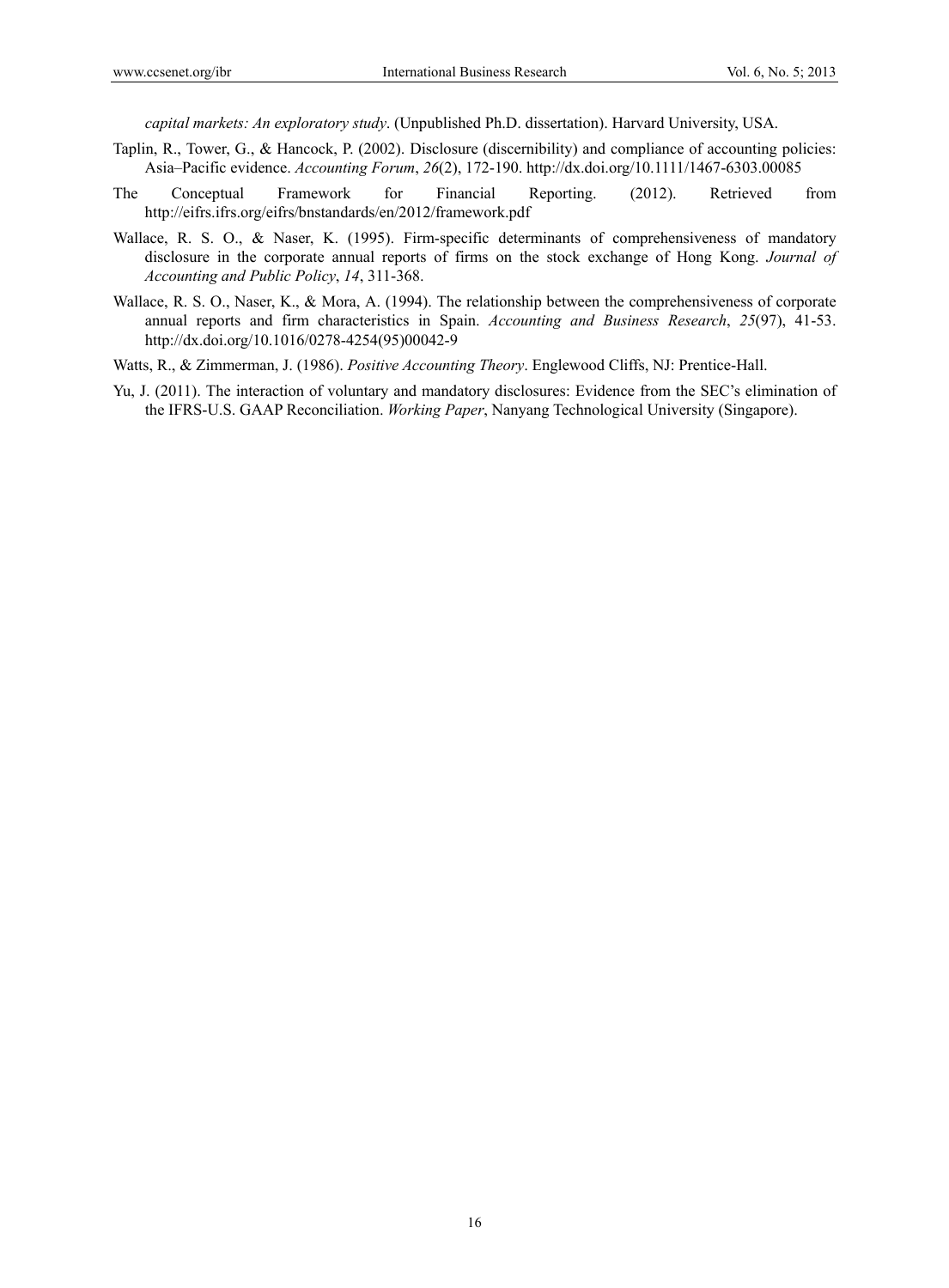*capital markets: An exploratory study*. (Unpublished Ph.D. dissertation). Harvard University, USA.

Taplin, R., Tower, G., & Hancock, P. (2002). Disclosure (discernibility) and compliance of accounting policies: Asia–Pacific evidence. *Accounting Forum*, *26*(2), 172-190. http://dx.doi.org/10.1111/1467-6303.00085

The Conceptual Framework for Financial Reporting. (2012). Retrieved from http://eifrs.ifrs.org/eifrs/bnstandards/en/2012/framework.pdf

Wallace, R. S. O., & Naser, K. (1995). Firm-specific determinants of comprehensiveness of mandatory disclosure in the corporate annual reports of firms on the stock exchange of Hong Kong. *Journal of Accounting and Public Policy*, *14*, 311-368.

Wallace, R. S. O., Naser, K., & Mora, A. (1994). The relationship between the comprehensiveness of corporate annual reports and firm characteristics in Spain. *Accounting and Business Research*, *25*(97), 41-53. http://dx.doi.org/10.1016/0278-4254(95)00042-9

Watts, R., & Zimmerman, J. (1986). *Positive Accounting Theory*. Englewood Cliffs, NJ: Prentice-Hall.

Yu, J. (2011). The interaction of voluntary and mandatory disclosures: Evidence from the SEC's elimination of the IFRS-U.S. GAAP Reconciliation. *Working Paper*, Nanyang Technological University (Singapore).